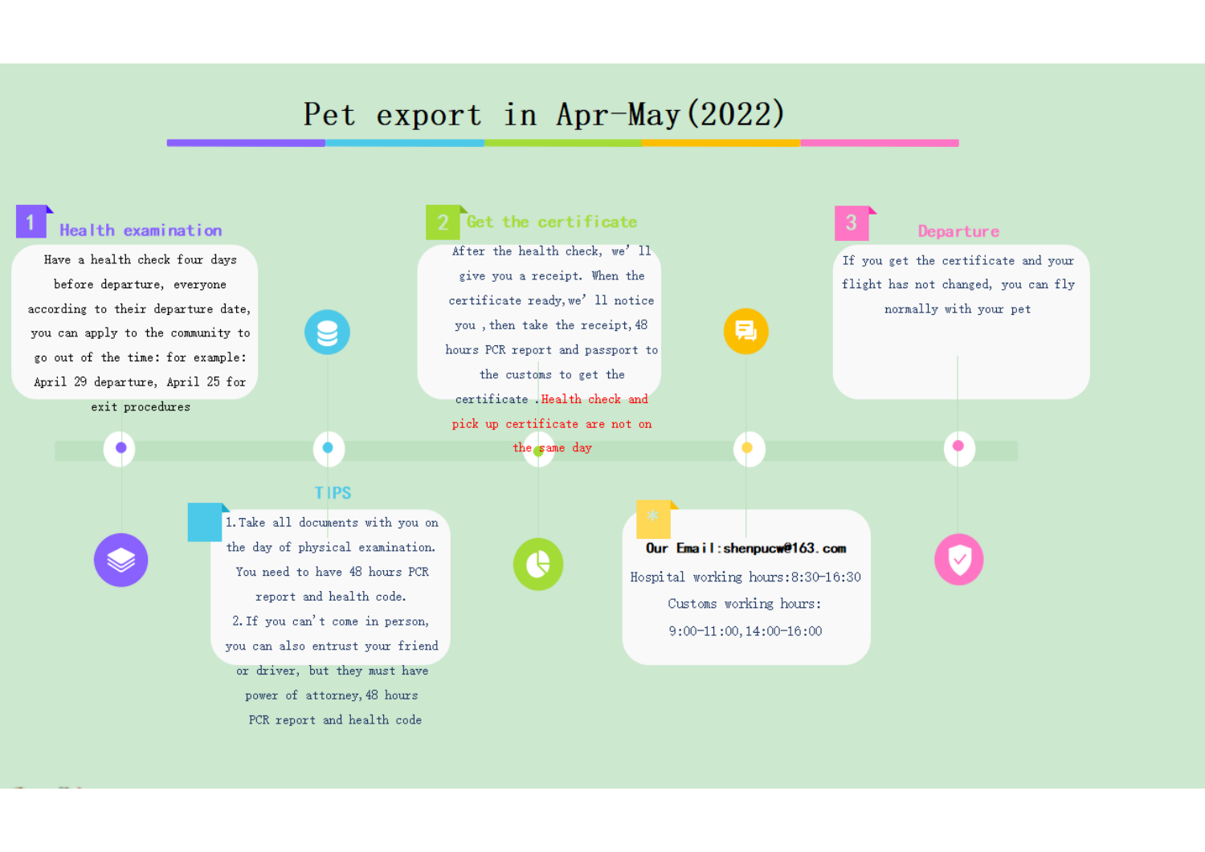# Pet export in Apr-May(2022)

## 1 Health examination

Have a health check four days before departure, everyone according to their departure date, you can apply to the community to go out of the time: for example: April 29 departure, April 25 for exit procedures

## 2 Get the certificate

After the health check, we' ll give you a receipt. When the certificate ready, we' ll notice you , then take the receipt, 48 hours PCR report and passport to the customs to get the certificate .Health check and pick up certificate are not on the same day

## 3 Departure

If you get the certificate and your flight has not changed, you can fly normally with your pet

## TIPS

1. Take all documents with you on the day of physical examination. You need to have 48 hours PCR report and health code.
2. If you can' t come in person, you can also entrust your friend or driver, but they must have power of attorney, 48 hours PCR report and health code

**Our Email:shenpucw@163.com**

Hospital working hours:8:30-16:30

Customs working hours:

9:00-11:00, 14:00-16:00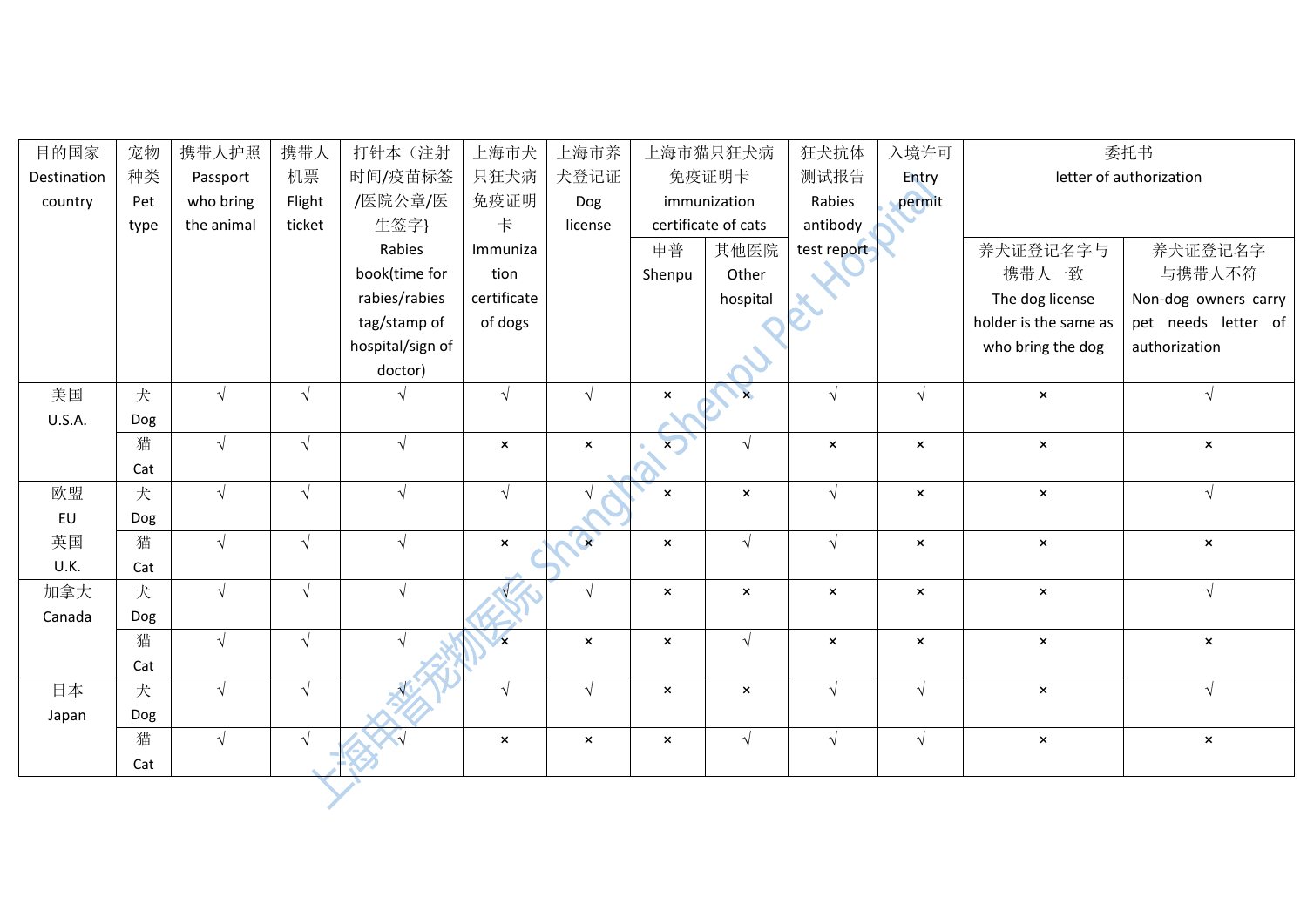| 目的国家 Destination country | 宠物种类 Pet type | 携带人护照 Passport who bring the animal | 携带人机票 Flight ticket | 打针本（注射时间/疫苗标签/医院公章/医生签字} Rabies book(time for rabies/rabies tag/stamp of hospital/sign of doctor) | 上海市犬只狂犬病免疫证明卡 Immunization certificate of dogs | 上海市养犬登记证 Dog license | 上海市猫只狂犬病免疫证明卡 immunization certificate of cats | | 狂犬抗体测试报告 Rabies antibody test report | 入境许可 Entry permit | 委托书 letter of authorization | |
|---|---|---|---|---|---|---|---|---|---|---|---|---|
| | | | | | | | 申普 Shenpu | 其他医院 Other hospital | | | 养犬证登记名字与携带人一致 The dog license holder is the same as who bring the dog | 养犬证登记名字与携带人不符 Non-dog owners carry pet needs letter of authorization |
| 美国 U.S.A. | 犬 Dog | √ | √ | √ | √ | √ | × | × | √ | √ | × | √ |
| | 猫 Cat | √ | √ | √ | × | × | × | √ | × | × | × | × |
| 欧盟 EU 英国 U.K. | 犬 Dog | √ | √ | √ | √ | √ | × | × | √ | × | × | √ |
| | 猫 Cat | √ | √ | √ | × | × | × | √ | √ | × | × | × |
| 加拿大 Canada | 犬 Dog | √ | √ | √ | √ | √ | × | × | × | × | × | √ |
| | 猫 Cat | √ | √ | √ | × | × | × | √ | × | × | × | × |
| 日本 Japan | 犬 Dog | √ | √ | √ | √ | √ | × | × | √ | √ | × | √ |
| | 猫 Cat | √ | √ | √ | × | × | × | √ | √ | √ | × | × |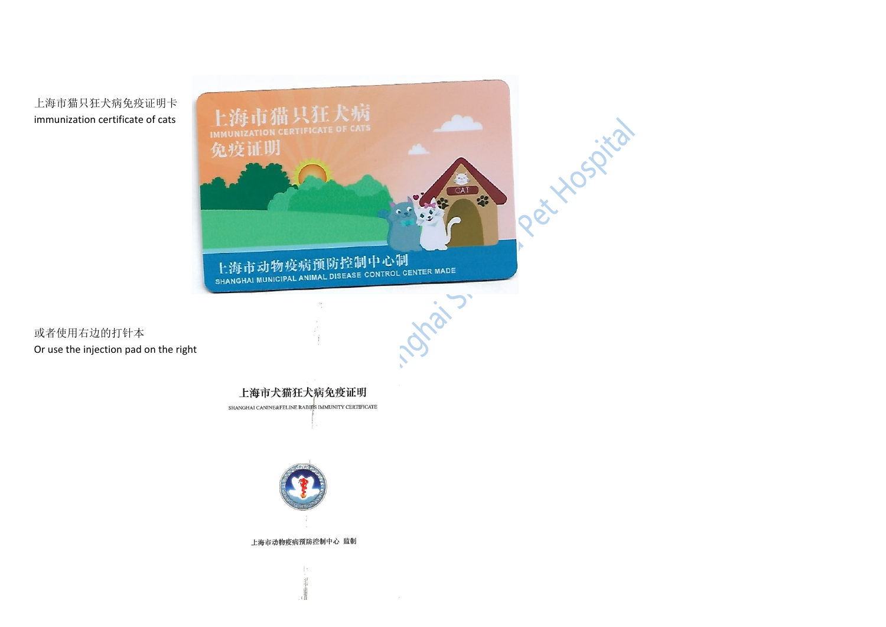上海市猫只狂犬病免疫证明卡
immunization certificate of cats

上海市猫只狂犬病
IMMUNIZATION CERTIFICATE OF CATS
免疫证明

上海市动物疫病预防控制中心制
SHANGHAI MUNICIPAL ANIMAL DISEASE CONTROL CENTER MADE

或者使用右边的打针本
Or use the injection pad on the right

上海市犬猫狂犬病免疫证明
SHANGHAI CANINE&FELINE RABIES IMMUNITY CERTIFICATE

上海市动物疫病预防控制中心 监制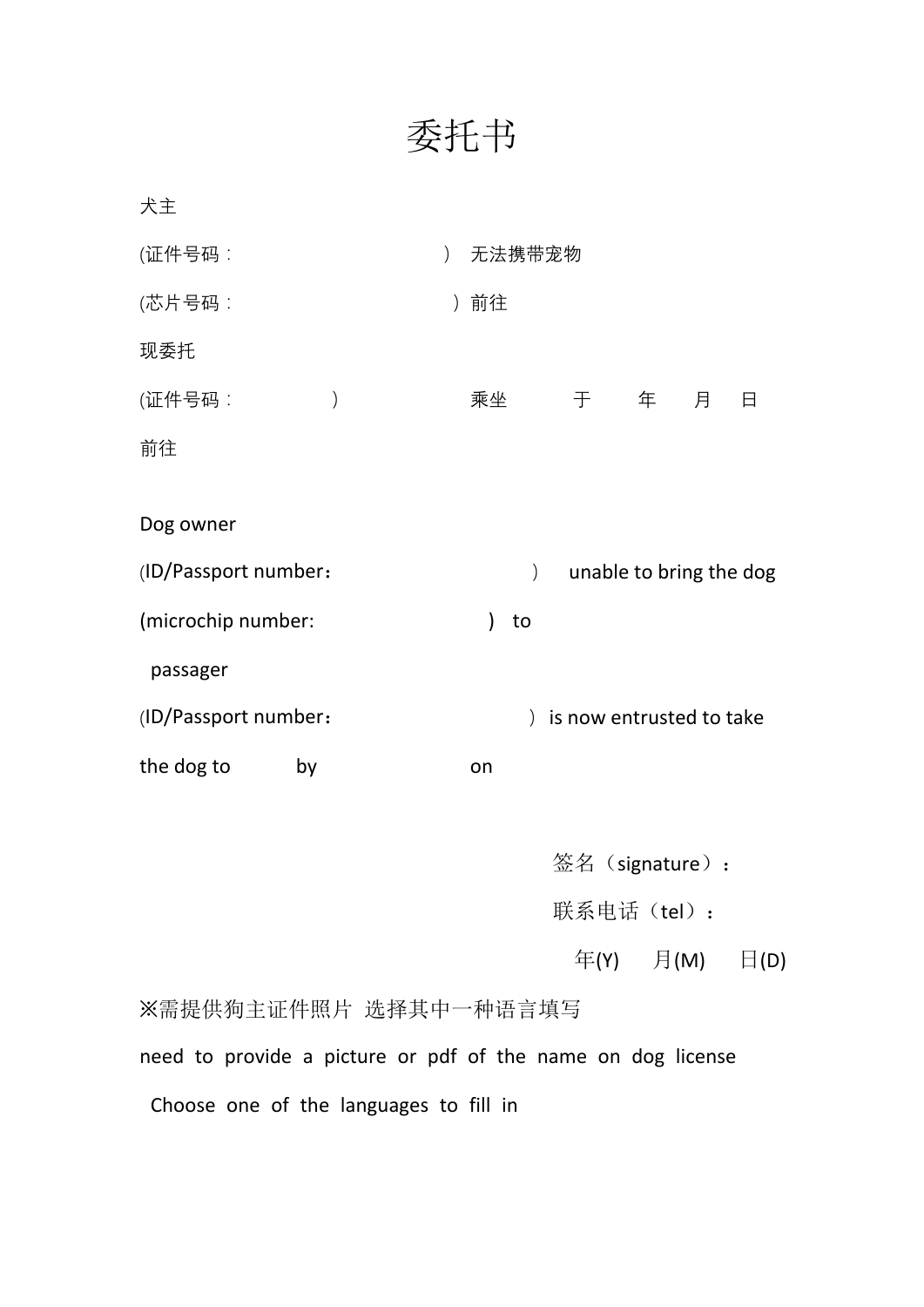# 委托书

犬主

(证件号码：　　　　　　　　　　　)　无法携带宠物

(芯片号码：　　　　　　　　　　　)　前往

现委托

(证件号码：　　　　　)　　　　　　　乘坐　　　于　　　年　　月　　日

前往

Dog owner

(ID/Passport number：　　　　　　　　　　　)　unable to bring the dog

(microchip number:　　　　　　　　　　　)　to

passager

(ID/Passport number：　　　　　　　　　　　)　is now entrusted to take

the dog to　　　　by　　　　　　　　　on

签名（signature）：

联系电话（tel）：

年(Y)　　月(M)　　日(D)

※需提供狗主证件照片 选择其中一种语言填写

need to provide a picture or pdf of the name on dog license

Choose one of the languages to fill in